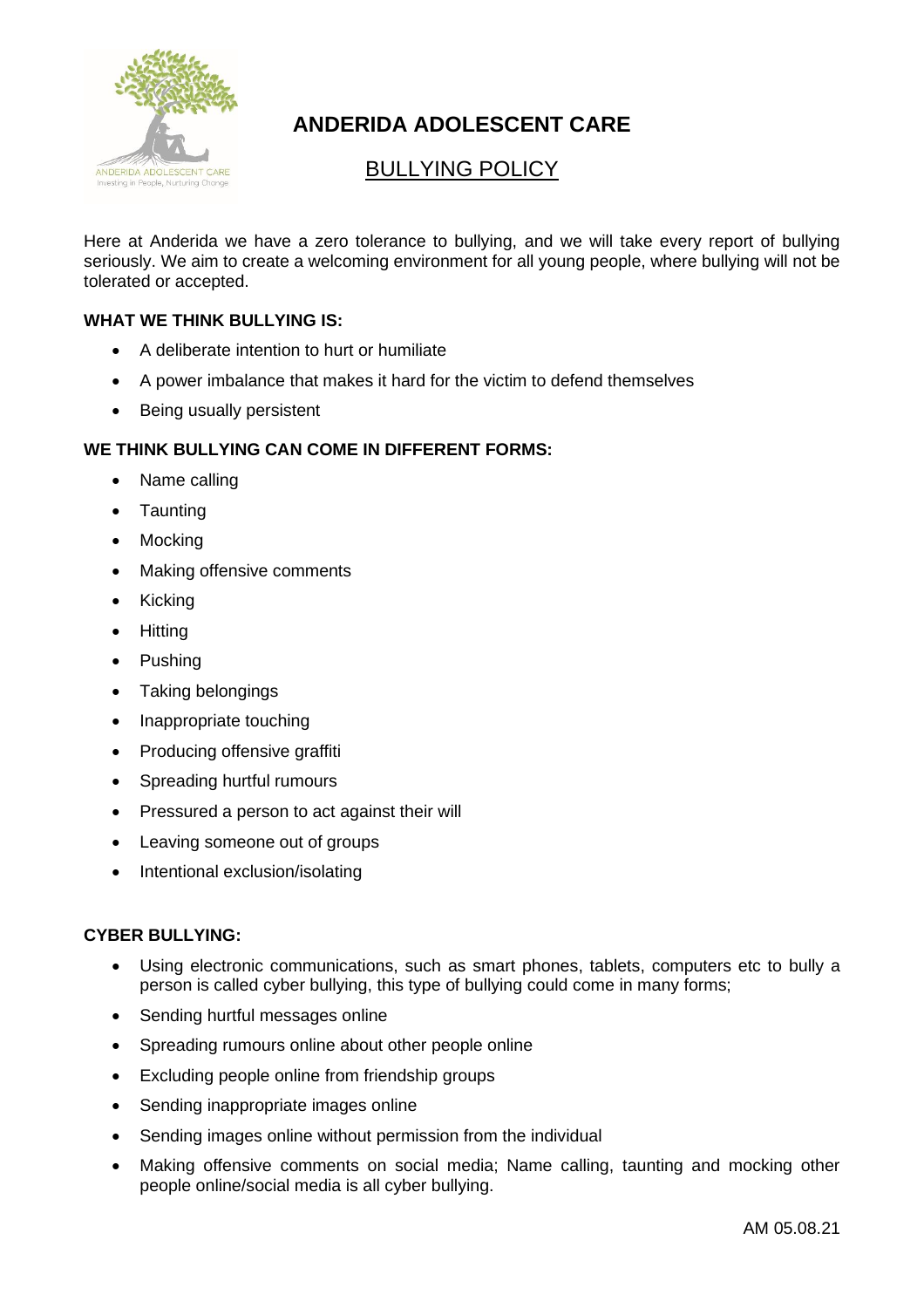# ANDERIDA ADOLESCENT CARE

## BULLYING POLICY

Here at Anderida we have a zero tolerance to bullying, and we will take every report of bullying seriously. We aim to create a welcoming environment for all young people, where bullying will not be tolerated or accepted.

**WHAT WE THINK BULLYING IS:**

- A deliberate intention to hurt or humiliate
- A power imbalance that makes it hard for the victim to defend themselves
- Being usually persistent

**WE THINK BULLYING CAN COME IN DIFFERENT FORMS:**

- Name calling
- Taunting
- Mocking
- Making offensive comments
- Kicking
- Hitting
- Pushing
- Taking belongings
- Inappropriate touching
- Producing offensive graffiti
- Spreading hurtful rumours
- Pressured a person to act against their will
- Leaving someone out of groups
- Intentional exclusion/isolating

**CYBER BULLYING:**

- Using electronic communications, such as smart phones, tablets, computers etc to bully a person is called cyber bullying, this type of bullying could come in many forms;
- Sending hurtful messages online
- Spreading rumours online about other people online
- Excluding people online from friendship groups
- Sending inappropriate images online
- Sending images online without permission from the individual
- Making offensive comments on social media; Name calling, taunting and mocking other people online/social media is all cyber bullying.

AM 05.08.21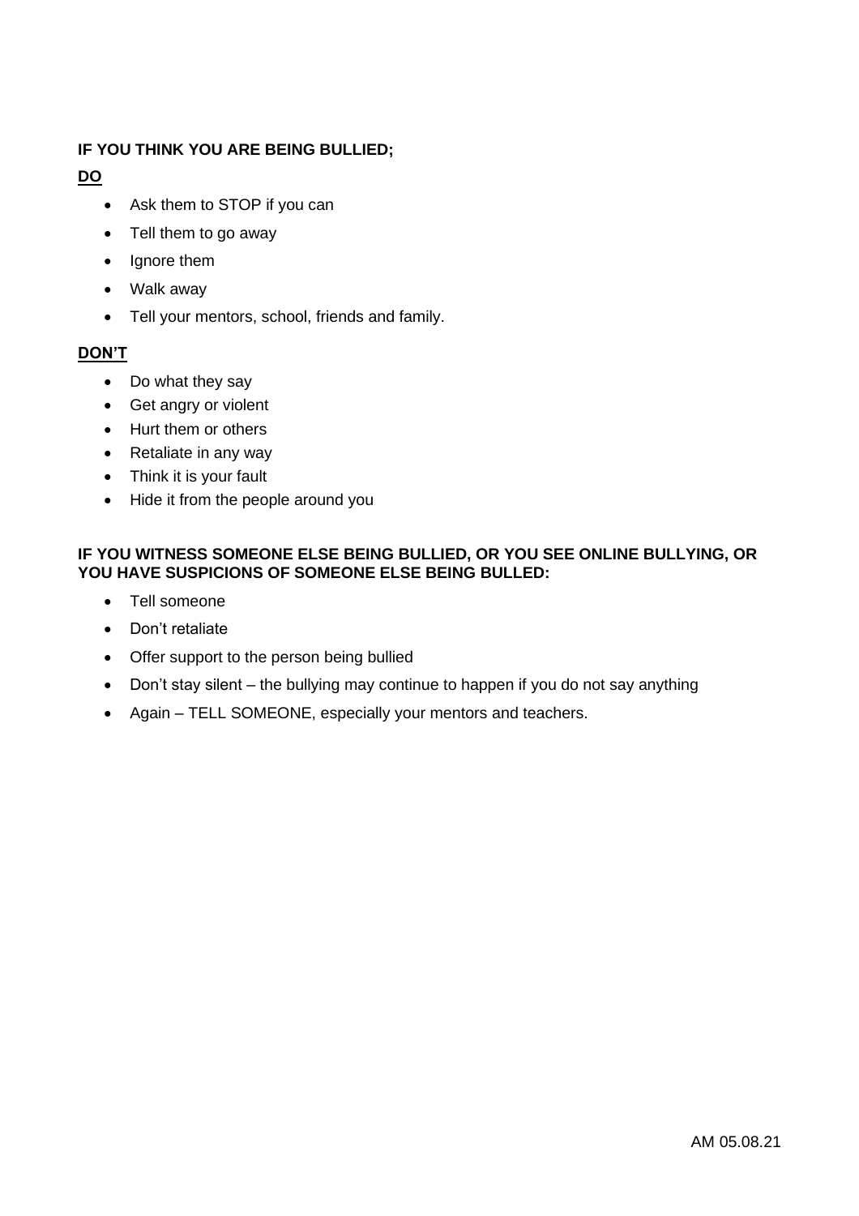**IF YOU THINK YOU ARE BEING BULLIED;**

**DO**

- Ask them to STOP if you can
- Tell them to go away
- Ignore them
- Walk away
- Tell your mentors, school, friends and family.

**DON'T**

- Do what they say
- Get angry or violent
- Hurt them or others
- Retaliate in any way
- Think it is your fault
- Hide it from the people around you

**IF YOU WITNESS SOMEONE ELSE BEING BULLIED, OR YOU SEE ONLINE BULLYING, OR YOU HAVE SUSPICIONS OF SOMEONE ELSE BEING BULLED:**

- Tell someone
- Don't retaliate
- Offer support to the person being bullied
- Don't stay silent – the bullying may continue to happen if you do not say anything
- Again – TELL SOMEONE, especially your mentors and teachers.

AM 05.08.21